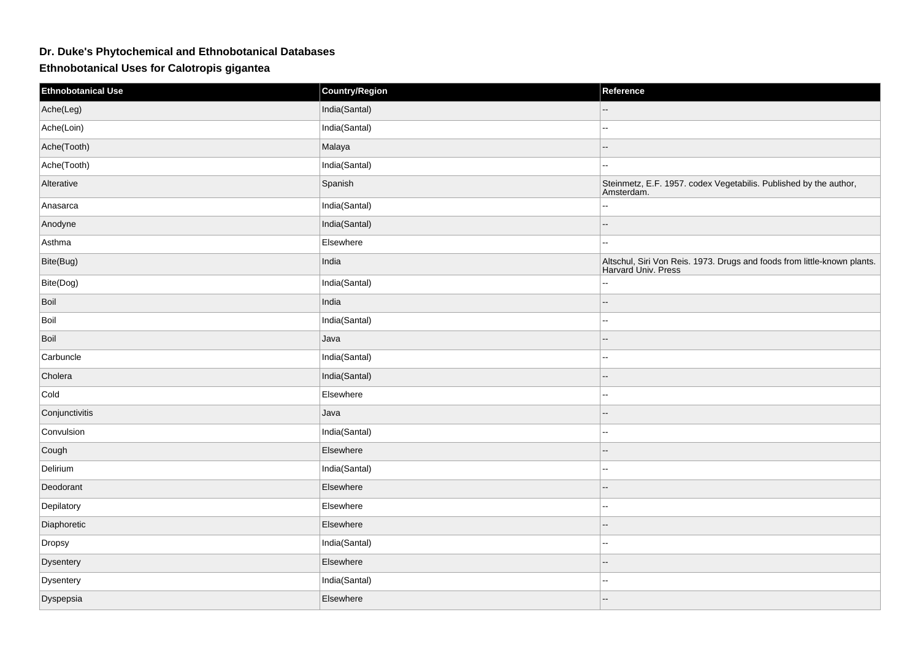## Dr. Duke's Phytochemical and Ethnobotanical Databases

### Ethnobotanical Uses for Calotropis gigantea

| Ethnobotanical Use | Country/Region | Reference |
|---|---|---|
| Ache(Leg) | India(Santal) | -- |
| Ache(Loin) | India(Santal) | -- |
| Ache(Tooth) | Malaya | -- |
| Ache(Tooth) | India(Santal) | -- |
| Alterative | Spanish | Steinmetz, E.F. 1957. codex Vegetabilis. Published by the author, Amsterdam. |
| Anasarca | India(Santal) | -- |
| Anodyne | India(Santal) | -- |
| Asthma | Elsewhere | -- |
| Bite(Bug) | India | Altschul, Siri Von Reis. 1973. Drugs and foods from little-known plants. Harvard Univ. Press |
| Bite(Dog) | India(Santal) | -- |
| Boil | India | -- |
| Boil | India(Santal) | -- |
| Boil | Java | -- |
| Carbuncle | India(Santal) | -- |
| Cholera | India(Santal) | -- |
| Cold | Elsewhere | -- |
| Conjunctivitis | Java | -- |
| Convulsion | India(Santal) | -- |
| Cough | Elsewhere | -- |
| Delirium | India(Santal) | -- |
| Deodorant | Elsewhere | -- |
| Depilatory | Elsewhere | -- |
| Diaphoretic | Elsewhere | -- |
| Dropsy | India(Santal) | -- |
| Dysentery | Elsewhere | -- |
| Dysentery | India(Santal) | -- |
| Dyspepsia | Elsewhere | -- |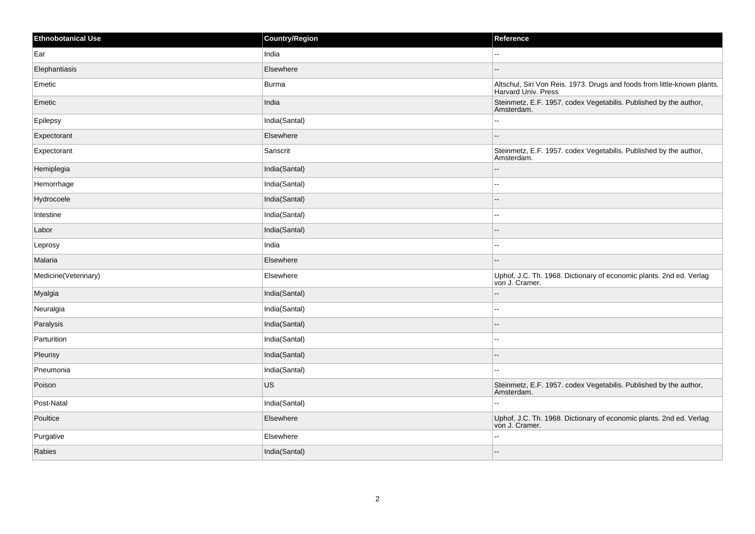| Ethnobotanical Use | Country/Region | Reference |
| --- | --- | --- |
| Ear | India | -- |
| Elephantiasis | Elsewhere | -- |
| Emetic | Burma | Altschul, Siri Von Reis. 1973. Drugs and foods from little-known plants. Harvard Univ. Press |
| Emetic | India | Steinmetz, E.F. 1957. codex Vegetabilis. Published by the author, Amsterdam. |
| Epilepsy | India(Santal) | -- |
| Expectorant | Elsewhere | -- |
| Expectorant | Sanscrit | Steinmetz, E.F. 1957. codex Vegetabilis. Published by the author, Amsterdam. |
| Hemiplegia | India(Santal) | -- |
| Hemorrhage | India(Santal) | -- |
| Hydrocoele | India(Santal) | -- |
| Intestine | India(Santal) | -- |
| Labor | India(Santal) | -- |
| Leprosy | India | -- |
| Malaria | Elsewhere | -- |
| Medicine(Veterinary) | Elsewhere | Uphof, J.C. Th. 1968. Dictionary of economic plants. 2nd ed. Verlag von J. Cramer. |
| Myalgia | India(Santal) | -- |
| Neuralgia | India(Santal) | -- |
| Paralysis | India(Santal) | -- |
| Parturition | India(Santal) | -- |
| Pleurisy | India(Santal) | -- |
| Pneumonia | India(Santal) | -- |
| Poison | US | Steinmetz, E.F. 1957. codex Vegetabilis. Published by the author, Amsterdam. |
| Post-Natal | India(Santal) | -- |
| Poultice | Elsewhere | Uphof, J.C. Th. 1968. Dictionary of economic plants. 2nd ed. Verlag von J. Cramer. |
| Purgative | Elsewhere | -- |
| Rabies | India(Santal) | -- |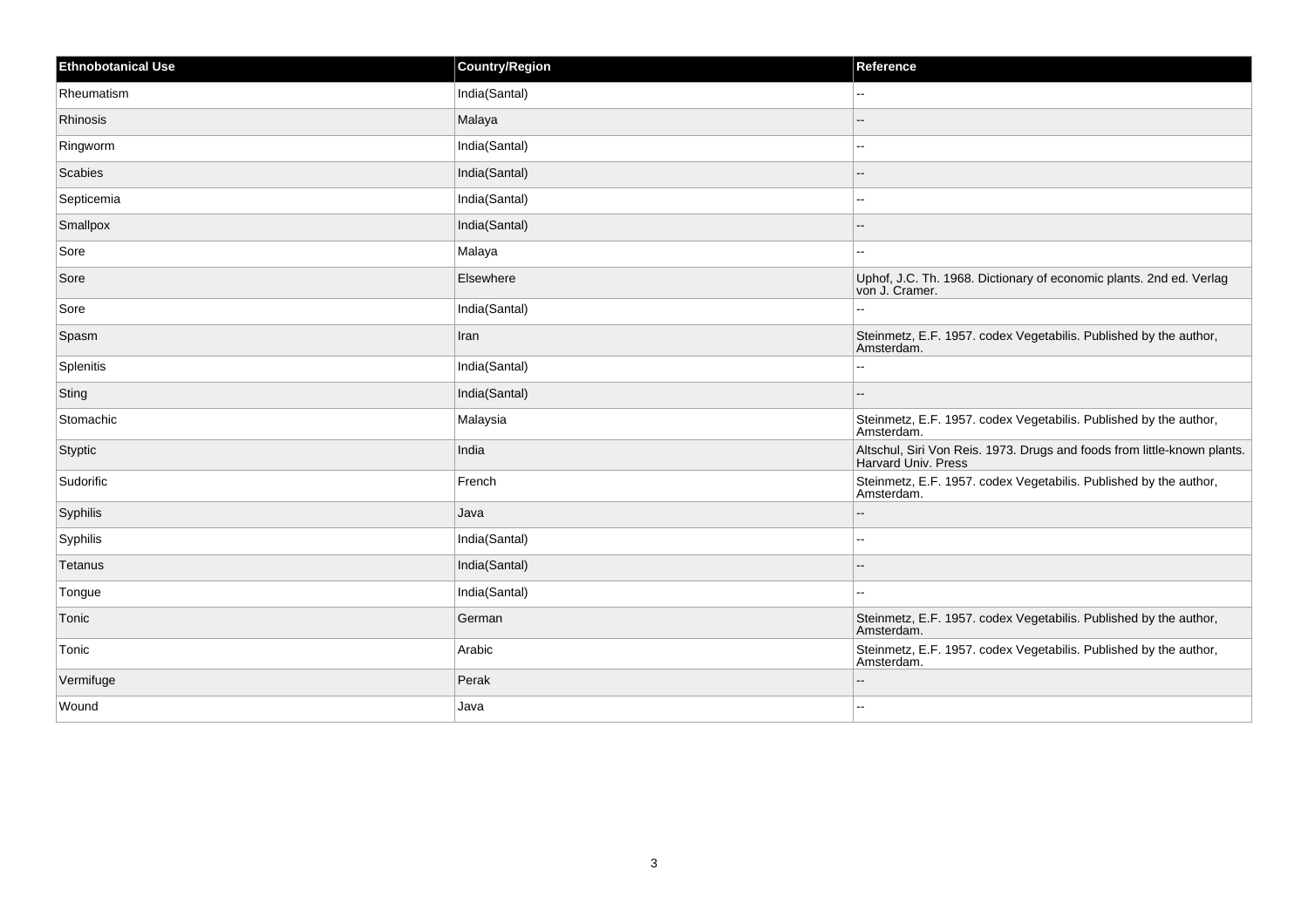| Ethnobotanical Use | Country/Region | Reference |
| --- | --- | --- |
| Rheumatism | India(Santal) | -- |
| Rhinosis | Malaya | -- |
| Ringworm | India(Santal) | -- |
| Scabies | India(Santal) | -- |
| Septicemia | India(Santal) | -- |
| Smallpox | India(Santal) | -- |
| Sore | Malaya | -- |
| Sore | Elsewhere | Uphof, J.C. Th. 1968. Dictionary of economic plants. 2nd ed. Verlag von J. Cramer. |
| Sore | India(Santal) | -- |
| Spasm | Iran | Steinmetz, E.F. 1957. codex Vegetabilis. Published by the author, Amsterdam. |
| Splenitis | India(Santal) | -- |
| Sting | India(Santal) | -- |
| Stomachic | Malaysia | Steinmetz, E.F. 1957. codex Vegetabilis. Published by the author, Amsterdam. |
| Styptic | India | Altschul, Siri Von Reis. 1973. Drugs and foods from little-known plants. Harvard Univ. Press |
| Sudorific | French | Steinmetz, E.F. 1957. codex Vegetabilis. Published by the author, Amsterdam. |
| Syphilis | Java | -- |
| Syphilis | India(Santal) | -- |
| Tetanus | India(Santal) | -- |
| Tongue | India(Santal) | -- |
| Tonic | German | Steinmetz, E.F. 1957. codex Vegetabilis. Published by the author, Amsterdam. |
| Tonic | Arabic | Steinmetz, E.F. 1957. codex Vegetabilis. Published by the author, Amsterdam. |
| Vermifuge | Perak | -- |
| Wound | Java | -- |